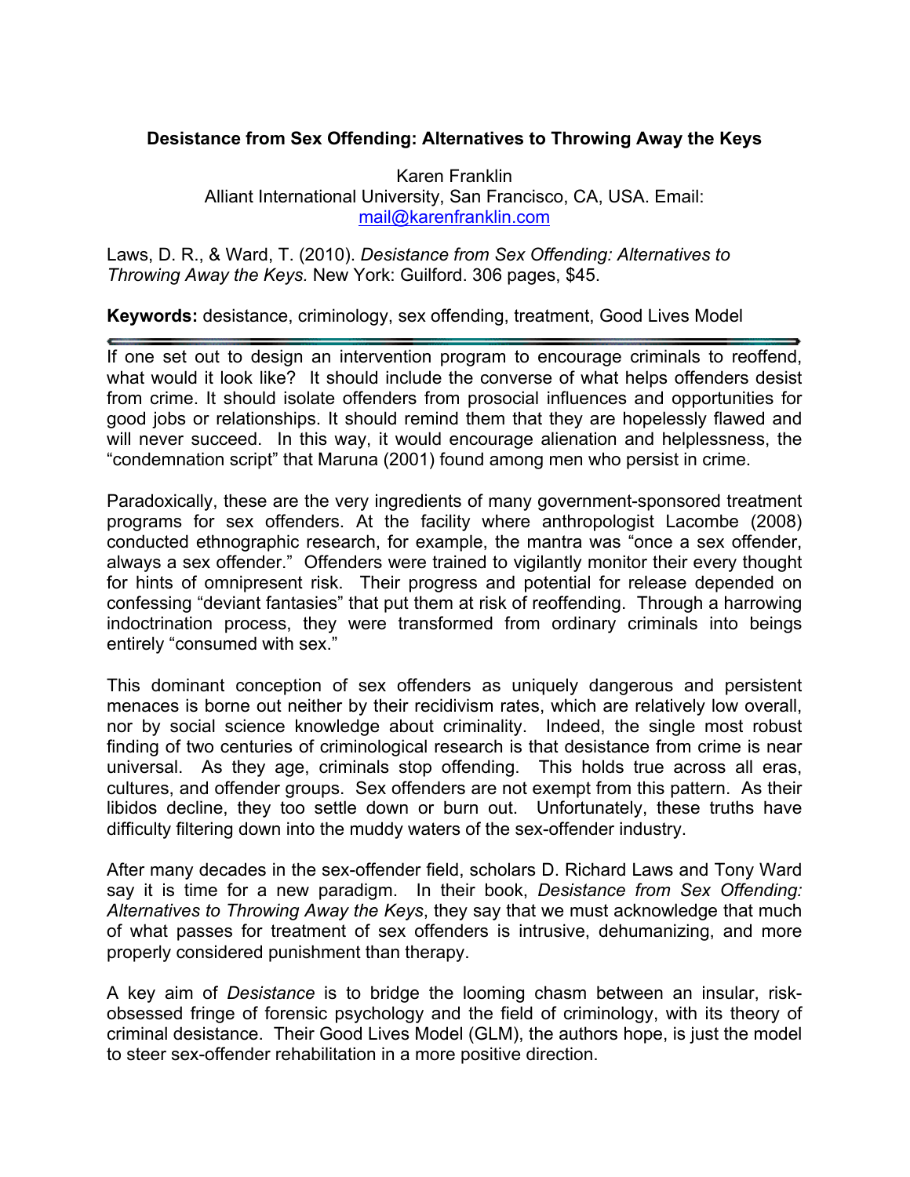**Desistance from Sex Offending: Alternatives to Throwing Away the Keys**

Karen Franklin
Alliant International University, San Francisco, CA, USA. Email: mail@karenfranklin.com

Laws, D. R., & Ward, T. (2010). *Desistance from Sex Offending: Alternatives to Throwing Away the Keys.* New York: Guilford. 306 pages, $45.

**Keywords:** desistance, criminology, sex offending, treatment, Good Lives Model

---

If one set out to design an intervention program to encourage criminals to reoffend, what would it look like? It should include the converse of what helps offenders desist from crime. It should isolate offenders from prosocial influences and opportunities for good jobs or relationships. It should remind them that they are hopelessly flawed and will never succeed. In this way, it would encourage alienation and helplessness, the "condemnation script" that Maruna (2001) found among men who persist in crime.

Paradoxically, these are the very ingredients of many government-sponsored treatment programs for sex offenders. At the facility where anthropologist Lacombe (2008) conducted ethnographic research, for example, the mantra was "once a sex offender, always a sex offender." Offenders were trained to vigilantly monitor their every thought for hints of omnipresent risk. Their progress and potential for release depended on confessing "deviant fantasies" that put them at risk of reoffending. Through a harrowing indoctrination process, they were transformed from ordinary criminals into beings entirely "consumed with sex."

This dominant conception of sex offenders as uniquely dangerous and persistent menaces is borne out neither by their recidivism rates, which are relatively low overall, nor by social science knowledge about criminality. Indeed, the single most robust finding of two centuries of criminological research is that desistance from crime is near universal. As they age, criminals stop offending. This holds true across all eras, cultures, and offender groups. Sex offenders are not exempt from this pattern. As their libidos decline, they too settle down or burn out. Unfortunately, these truths have difficulty filtering down into the muddy waters of the sex-offender industry.

After many decades in the sex-offender field, scholars D. Richard Laws and Tony Ward say it is time for a new paradigm. In their book, *Desistance from Sex Offending: Alternatives to Throwing Away the Keys*, they say that we must acknowledge that much of what passes for treatment of sex offenders is intrusive, dehumanizing, and more properly considered punishment than therapy.

A key aim of *Desistance* is to bridge the looming chasm between an insular, risk-obsessed fringe of forensic psychology and the field of criminology, with its theory of criminal desistance. Their Good Lives Model (GLM), the authors hope, is just the model to steer sex-offender rehabilitation in a more positive direction.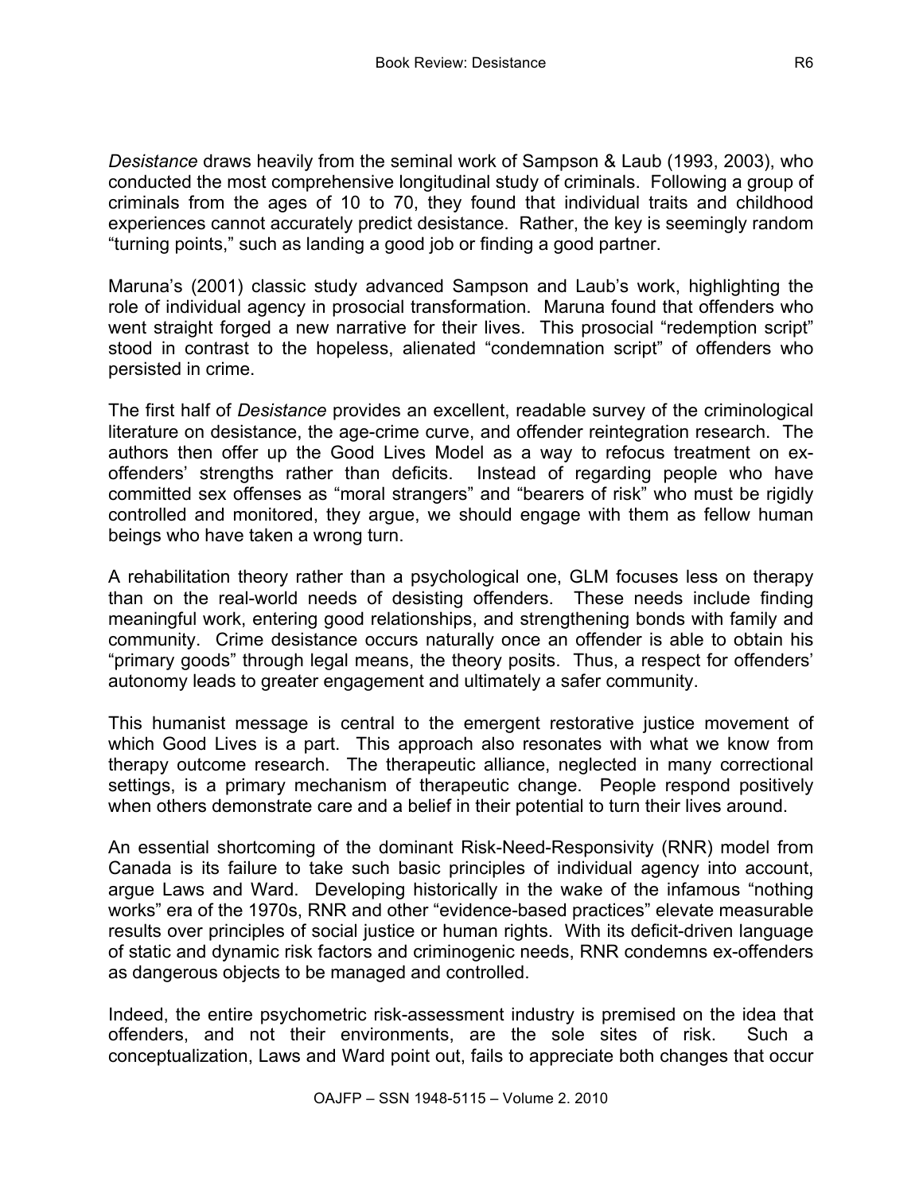*Desistance* draws heavily from the seminal work of Sampson & Laub (1993, 2003), who conducted the most comprehensive longitudinal study of criminals. Following a group of criminals from the ages of 10 to 70, they found that individual traits and childhood experiences cannot accurately predict desistance. Rather, the key is seemingly random "turning points," such as landing a good job or finding a good partner.

Maruna's (2001) classic study advanced Sampson and Laub's work, highlighting the role of individual agency in prosocial transformation. Maruna found that offenders who went straight forged a new narrative for their lives. This prosocial "redemption script" stood in contrast to the hopeless, alienated "condemnation script" of offenders who persisted in crime.

The first half of *Desistance* provides an excellent, readable survey of the criminological literature on desistance, the age-crime curve, and offender reintegration research. The authors then offer up the Good Lives Model as a way to refocus treatment on ex-offenders' strengths rather than deficits. Instead of regarding people who have committed sex offenses as "moral strangers" and "bearers of risk" who must be rigidly controlled and monitored, they argue, we should engage with them as fellow human beings who have taken a wrong turn.

A rehabilitation theory rather than a psychological one, GLM focuses less on therapy than on the real-world needs of desisting offenders. These needs include finding meaningful work, entering good relationships, and strengthening bonds with family and community. Crime desistance occurs naturally once an offender is able to obtain his "primary goods" through legal means, the theory posits. Thus, a respect for offenders' autonomy leads to greater engagement and ultimately a safer community.

This humanist message is central to the emergent restorative justice movement of which Good Lives is a part. This approach also resonates with what we know from therapy outcome research. The therapeutic alliance, neglected in many correctional settings, is a primary mechanism of therapeutic change. People respond positively when others demonstrate care and a belief in their potential to turn their lives around.

An essential shortcoming of the dominant Risk-Need-Responsivity (RNR) model from Canada is its failure to take such basic principles of individual agency into account, argue Laws and Ward. Developing historically in the wake of the infamous "nothing works" era of the 1970s, RNR and other "evidence-based practices" elevate measurable results over principles of social justice or human rights. With its deficit-driven language of static and dynamic risk factors and criminogenic needs, RNR condemns ex-offenders as dangerous objects to be managed and controlled.

Indeed, the entire psychometric risk-assessment industry is premised on the idea that offenders, and not their environments, are the sole sites of risk. Such a conceptualization, Laws and Ward point out, fails to appreciate both changes that occur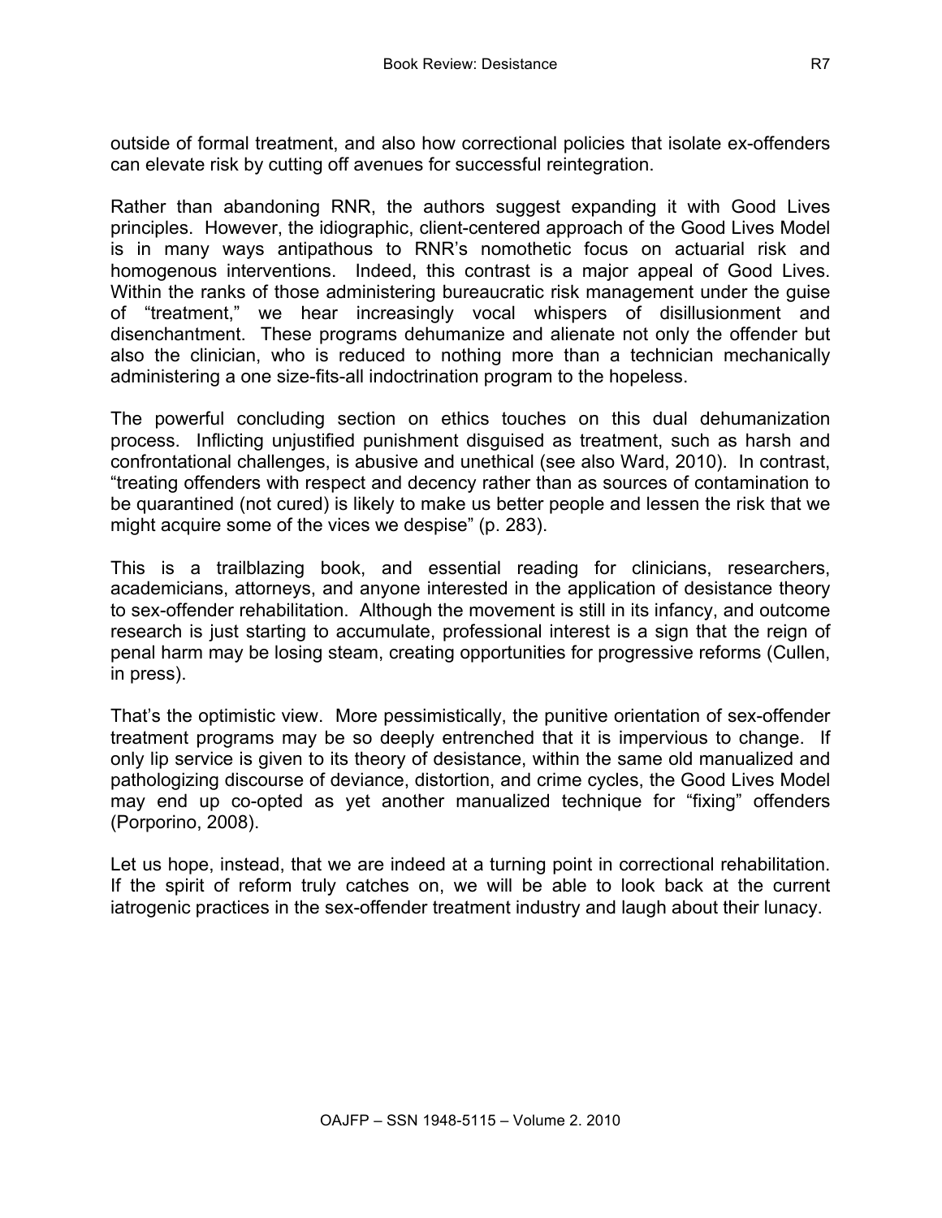outside of formal treatment, and also how correctional policies that isolate ex-offenders can elevate risk by cutting off avenues for successful reintegration.

Rather than abandoning RNR, the authors suggest expanding it with Good Lives principles. However, the idiographic, client-centered approach of the Good Lives Model is in many ways antipathous to RNR's nomothetic focus on actuarial risk and homogenous interventions. Indeed, this contrast is a major appeal of Good Lives. Within the ranks of those administering bureaucratic risk management under the guise of "treatment," we hear increasingly vocal whispers of disillusionment and disenchantment. These programs dehumanize and alienate not only the offender but also the clinician, who is reduced to nothing more than a technician mechanically administering a one size-fits-all indoctrination program to the hopeless.

The powerful concluding section on ethics touches on this dual dehumanization process. Inflicting unjustified punishment disguised as treatment, such as harsh and confrontational challenges, is abusive and unethical (see also Ward, 2010). In contrast, "treating offenders with respect and decency rather than as sources of contamination to be quarantined (not cured) is likely to make us better people and lessen the risk that we might acquire some of the vices we despise" (p. 283).

This is a trailblazing book, and essential reading for clinicians, researchers, academicians, attorneys, and anyone interested in the application of desistance theory to sex-offender rehabilitation. Although the movement is still in its infancy, and outcome research is just starting to accumulate, professional interest is a sign that the reign of penal harm may be losing steam, creating opportunities for progressive reforms (Cullen, in press).

That's the optimistic view. More pessimistically, the punitive orientation of sex-offender treatment programs may be so deeply entrenched that it is impervious to change. If only lip service is given to its theory of desistance, within the same old manualized and pathologizing discourse of deviance, distortion, and crime cycles, the Good Lives Model may end up co-opted as yet another manualized technique for "fixing" offenders (Porporino, 2008).

Let us hope, instead, that we are indeed at a turning point in correctional rehabilitation. If the spirit of reform truly catches on, we will be able to look back at the current iatrogenic practices in the sex-offender treatment industry and laugh about their lunacy.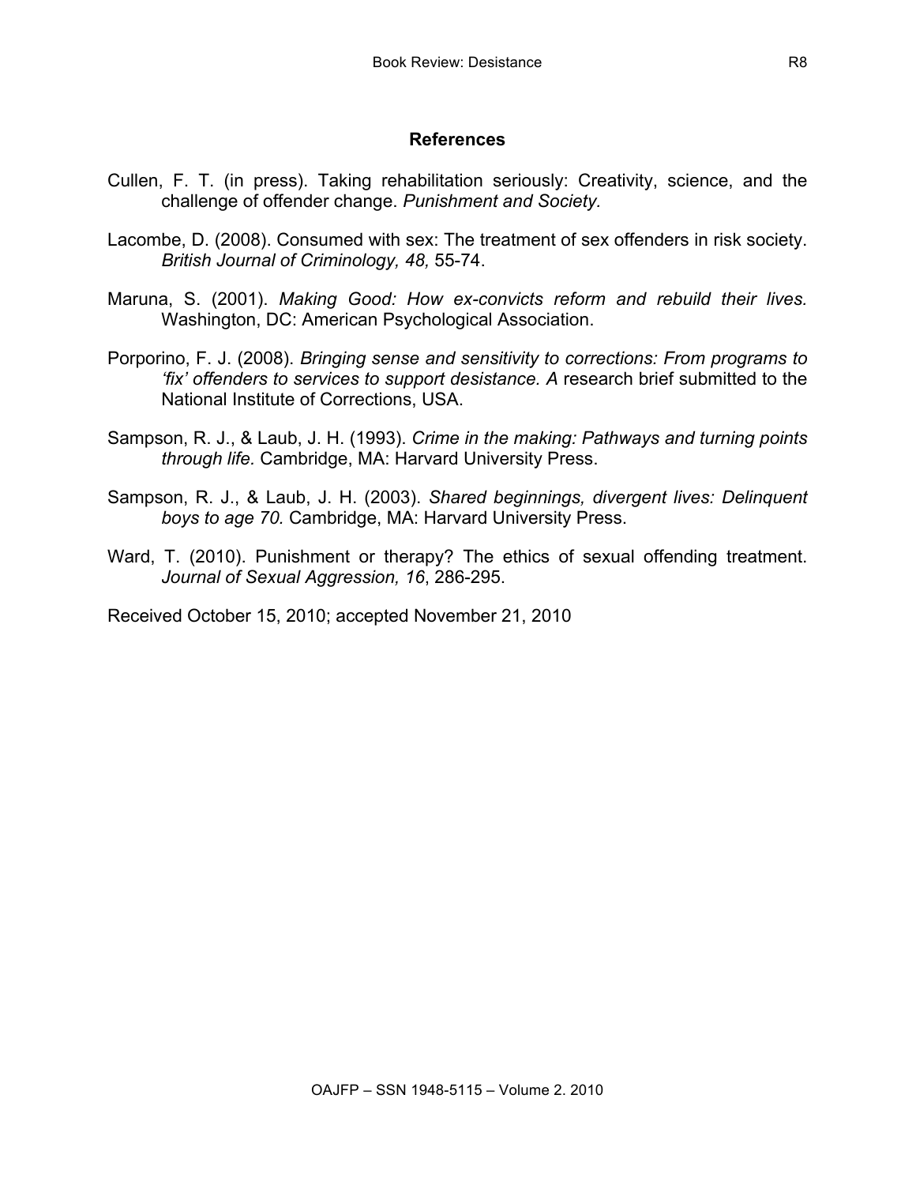## References

Cullen, F. T. (in press). Taking rehabilitation seriously: Creativity, science, and the challenge of offender change. *Punishment and Society.*

Lacombe, D. (2008). Consumed with sex: The treatment of sex offenders in risk society. *British Journal of Criminology, 48,* 55-74.

Maruna, S. (2001). *Making Good: How ex-convicts reform and rebuild their lives.* Washington, DC: American Psychological Association.

Porporino, F. J. (2008). *Bringing sense and sensitivity to corrections: From programs to 'fix' offenders to services to support desistance. A* research brief submitted to the National Institute of Corrections, USA.

Sampson, R. J., & Laub, J. H. (1993). *Crime in the making: Pathways and turning points through life.* Cambridge, MA: Harvard University Press.

Sampson, R. J., & Laub, J. H. (2003). *Shared beginnings, divergent lives: Delinquent boys to age 70.* Cambridge, MA: Harvard University Press.

Ward, T. (2010). Punishment or therapy? The ethics of sexual offending treatment. *Journal of Sexual Aggression, 16*, 286-295.

Received October 15, 2010; accepted November 21, 2010